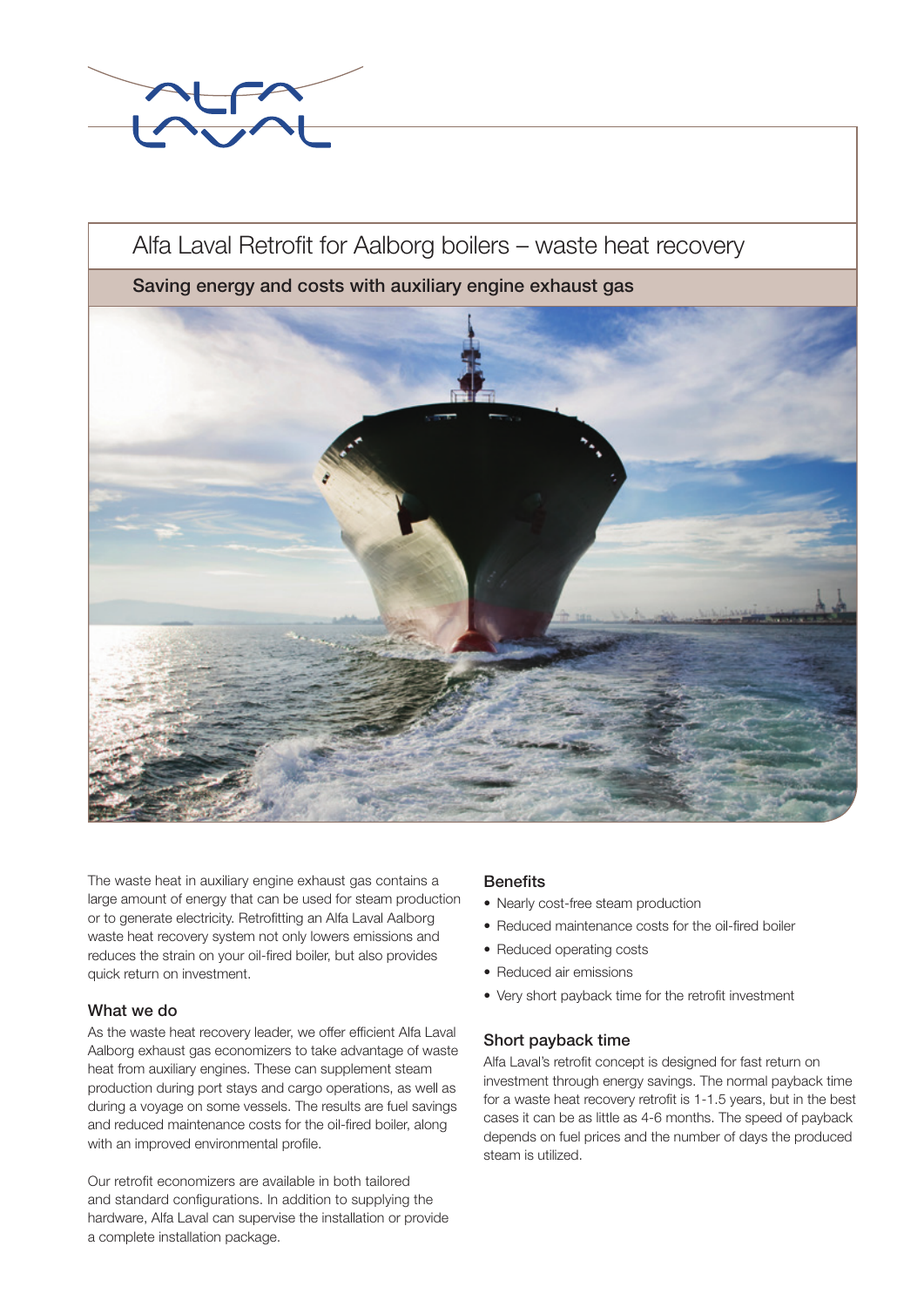# Alfa Laval Retrofit for Aalborg boilers – waste heat recovery

## Saving energy and costs with auxiliary engine exhaust gas

The waste heat in auxiliary engine exhaust gas contains a large amount of energy that can be used for steam production or to generate electricity. Retrofitting an Alfa Laval Aalborg waste heat recovery system not only lowers emissions and reduces the strain on your oil-fired boiler, but also provides quick return on investment.

### What we do

As the waste heat recovery leader, we offer efficient Alfa Laval Aalborg exhaust gas economizers to take advantage of waste heat from auxiliary engines. These can supplement steam production during port stays and cargo operations, as well as during a voyage on some vessels. The results are fuel savings and reduced maintenance costs for the oil-fired boiler, along with an improved environmental profile.

Our retrofit economizers are available in both tailored and standard configurations. In addition to supplying the hardware, Alfa Laval can supervise the installation or provide a complete installation package.

### Benefits

- Nearly cost-free steam production
- Reduced maintenance costs for the oil-fired boiler
- Reduced operating costs
- Reduced air emissions
- Very short payback time for the retrofit investment

### Short payback time

Alfa Laval's retrofit concept is designed for fast return on investment through energy savings. The normal payback time for a waste heat recovery retrofit is 1-1.5 years, but in the best cases it can be as little as 4-6 months. The speed of payback depends on fuel prices and the number of days the produced steam is utilized.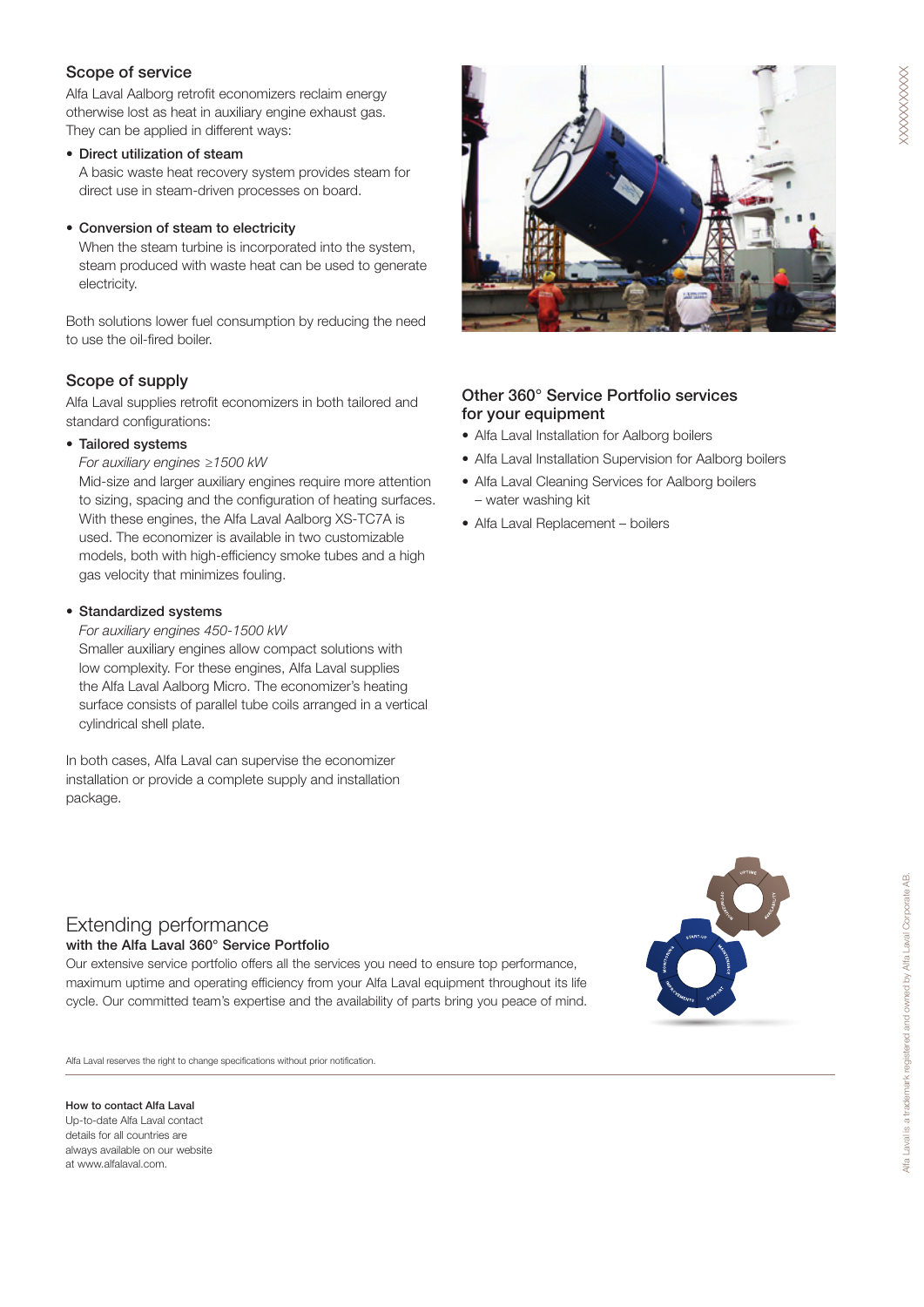## Scope of service

Alfa Laval Aalborg retrofit economizers reclaim energy otherwise lost as heat in auxiliary engine exhaust gas. They can be applied in different ways:

- **Direct utilization of steam**
  A basic waste heat recovery system provides steam for direct use in steam-driven processes on board.

- **Conversion of steam to electricity**
  When the steam turbine is incorporated into the system, steam produced with waste heat can be used to generate electricity.

Both solutions lower fuel consumption by reducing the need to use the oil-fired boiler.

## Scope of supply

Alfa Laval supplies retrofit economizers in both tailored and standard configurations:

- **Tailored systems**
  *For auxiliary engines ≥1500 kW*
  Mid-size and larger auxiliary engines require more attention to sizing, spacing and the configuration of heating surfaces. With these engines, the Alfa Laval Aalborg XS-TC7A is used. The economizer is available in two customizable models, both with high-efficiency smoke tubes and a high gas velocity that minimizes fouling.

- **Standardized systems**
  *For auxiliary engines 450-1500 kW*
  Smaller auxiliary engines allow compact solutions with low complexity. For these engines, Alfa Laval supplies the Alfa Laval Aalborg Micro. The economizer's heating surface consists of parallel tube coils arranged in a vertical cylindrical shell plate.

In both cases, Alfa Laval can supervise the economizer installation or provide a complete supply and installation package.

## Other 360° Service Portfolio services for your equipment

- Alfa Laval Installation for Aalborg boilers
- Alfa Laval Installation Supervision for Aalborg boilers
- Alfa Laval Cleaning Services for Aalborg boilers – water washing kit
- Alfa Laval Replacement – boilers

## Extending performance

**with the Alfa Laval 360° Service Portfolio**

Our extensive service portfolio offers all the services you need to ensure top performance, maximum uptime and operating efficiency from your Alfa Laval equipment throughout its life cycle. Our committed team's expertise and the availability of parts bring you peace of mind.

Alfa Laval reserves the right to change specifications without prior notification.

**How to contact Alfa Laval**
Up-to-date Alfa Laval contact details for all countries are always available on our website at www.alfalaval.com.

Alfa Laval is a trademark registered and owned by Alfa Laval Corporate AB.